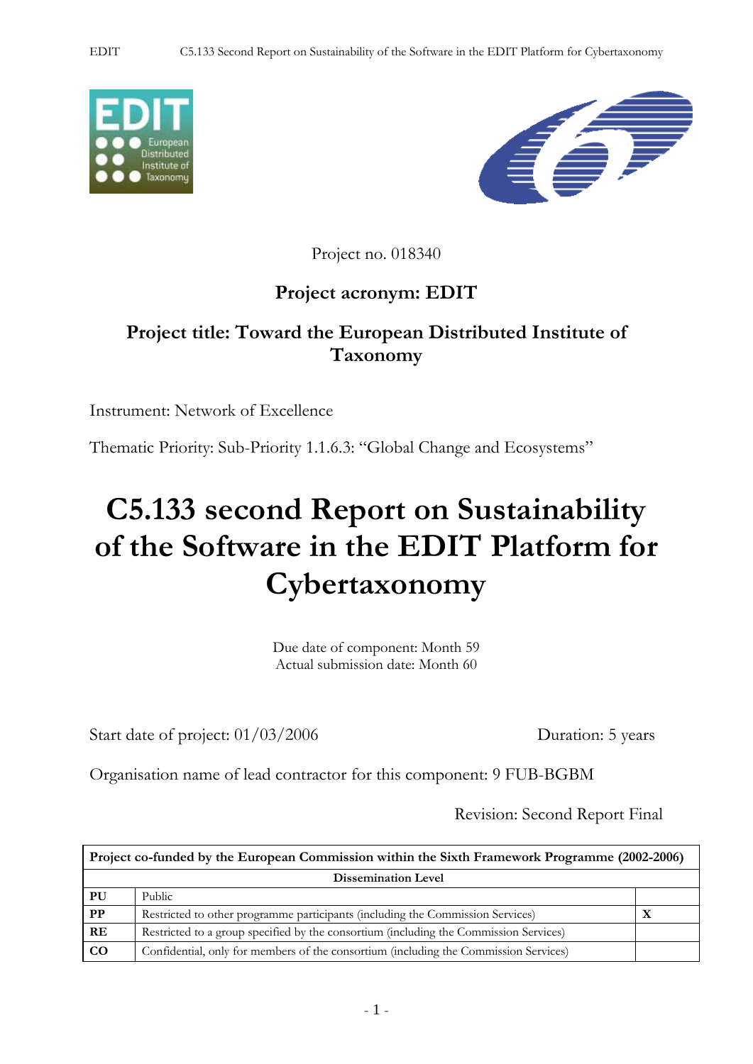Project no. 018340

**Project acronym: EDIT**

**Project title: Toward the European Distributed Institute of Taxonomy**

Instrument: Network of Excellence

Thematic Priority: Sub-Priority 1.1.6.3: "Global Change and Ecosystems"

# C5.133 second Report on Sustainability of the Software in the EDIT Platform for Cybertaxonomy

Due date of component: Month 59
Actual submission date: Month 60

Start date of project: 01/03/2006 Duration: 5 years

Organisation name of lead contractor for this component: 9 FUB-BGBM

Revision: Second Report Final

| **Project co-funded by the European Commission within the Sixth Framework Programme (2002-2006)** | | |
|---|---|---|
| **Dissemination Level** | | |
| **PU** | Public | |
| **PP** | Restricted to other programme participants (including the Commission Services) | **X** |
| **RE** | Restricted to a group specified by the consortium (including the Commission Services) | |
| **CO** | Confidential, only for members of the consortium (including the Commission Services) | |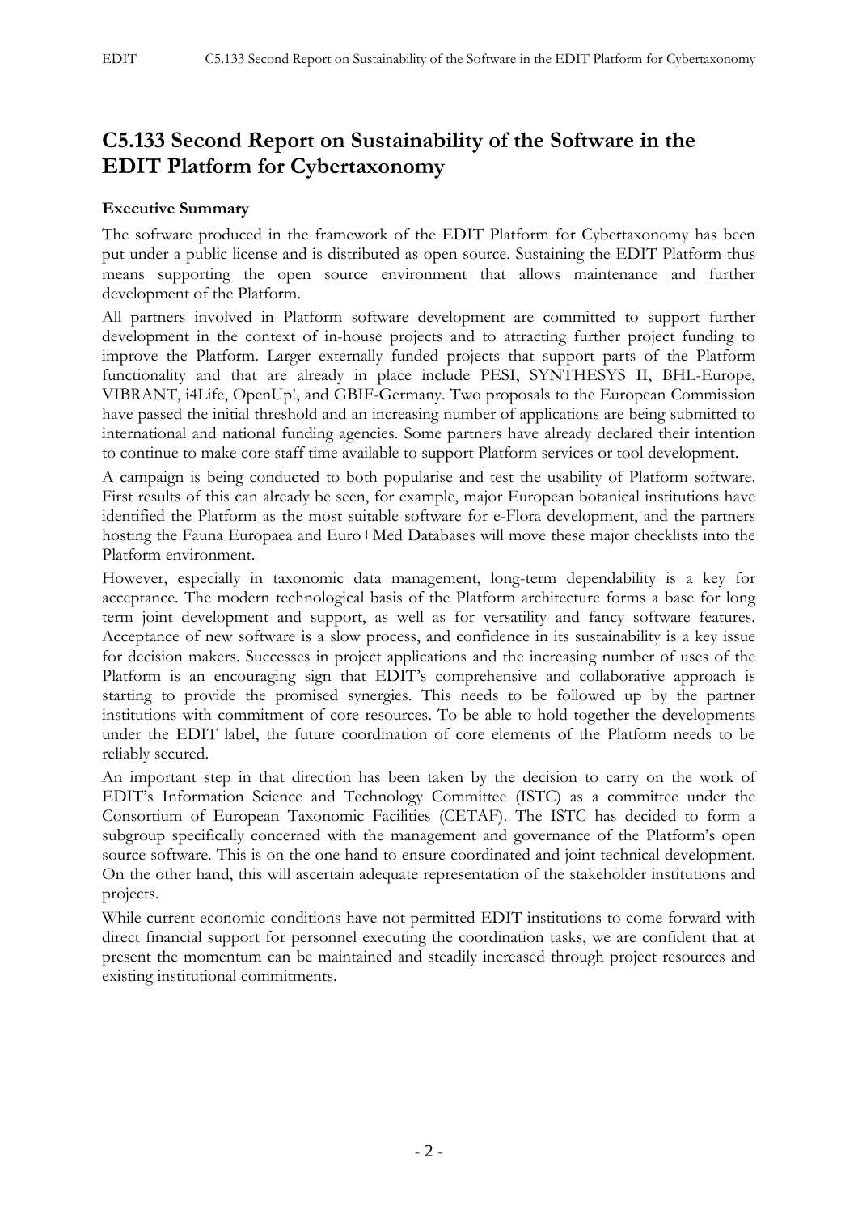# C5.133 Second Report on Sustainability of the Software in the EDIT Platform for Cybertaxonomy

**Executive Summary**

The software produced in the framework of the EDIT Platform for Cybertaxonomy has been put under a public license and is distributed as open source. Sustaining the EDIT Platform thus means supporting the open source environment that allows maintenance and further development of the Platform.

All partners involved in Platform software development are committed to support further development in the context of in-house projects and to attracting further project funding to improve the Platform. Larger externally funded projects that support parts of the Platform functionality and that are already in place include PESI, SYNTHESYS II, BHL-Europe, VIBRANT, i4Life, OpenUp!, and GBIF-Germany. Two proposals to the European Commission have passed the initial threshold and an increasing number of applications are being submitted to international and national funding agencies. Some partners have already declared their intention to continue to make core staff time available to support Platform services or tool development.

A campaign is being conducted to both popularise and test the usability of Platform software. First results of this can already be seen, for example, major European botanical institutions have identified the Platform as the most suitable software for e-Flora development, and the partners hosting the Fauna Europaea and Euro+Med Databases will move these major checklists into the Platform environment.

However, especially in taxonomic data management, long-term dependability is a key for acceptance. The modern technological basis of the Platform architecture forms a base for long term joint development and support, as well as for versatility and fancy software features. Acceptance of new software is a slow process, and confidence in its sustainability is a key issue for decision makers. Successes in project applications and the increasing number of uses of the Platform is an encouraging sign that EDIT's comprehensive and collaborative approach is starting to provide the promised synergies. This needs to be followed up by the partner institutions with commitment of core resources. To be able to hold together the developments under the EDIT label, the future coordination of core elements of the Platform needs to be reliably secured.

An important step in that direction has been taken by the decision to carry on the work of EDIT's Information Science and Technology Committee (ISTC) as a committee under the Consortium of European Taxonomic Facilities (CETAF). The ISTC has decided to form a subgroup specifically concerned with the management and governance of the Platform's open source software. This is on the one hand to ensure coordinated and joint technical development. On the other hand, this will ascertain adequate representation of the stakeholder institutions and projects.

While current economic conditions have not permitted EDIT institutions to come forward with direct financial support for personnel executing the coordination tasks, we are confident that at present the momentum can be maintained and steadily increased through project resources and existing institutional commitments.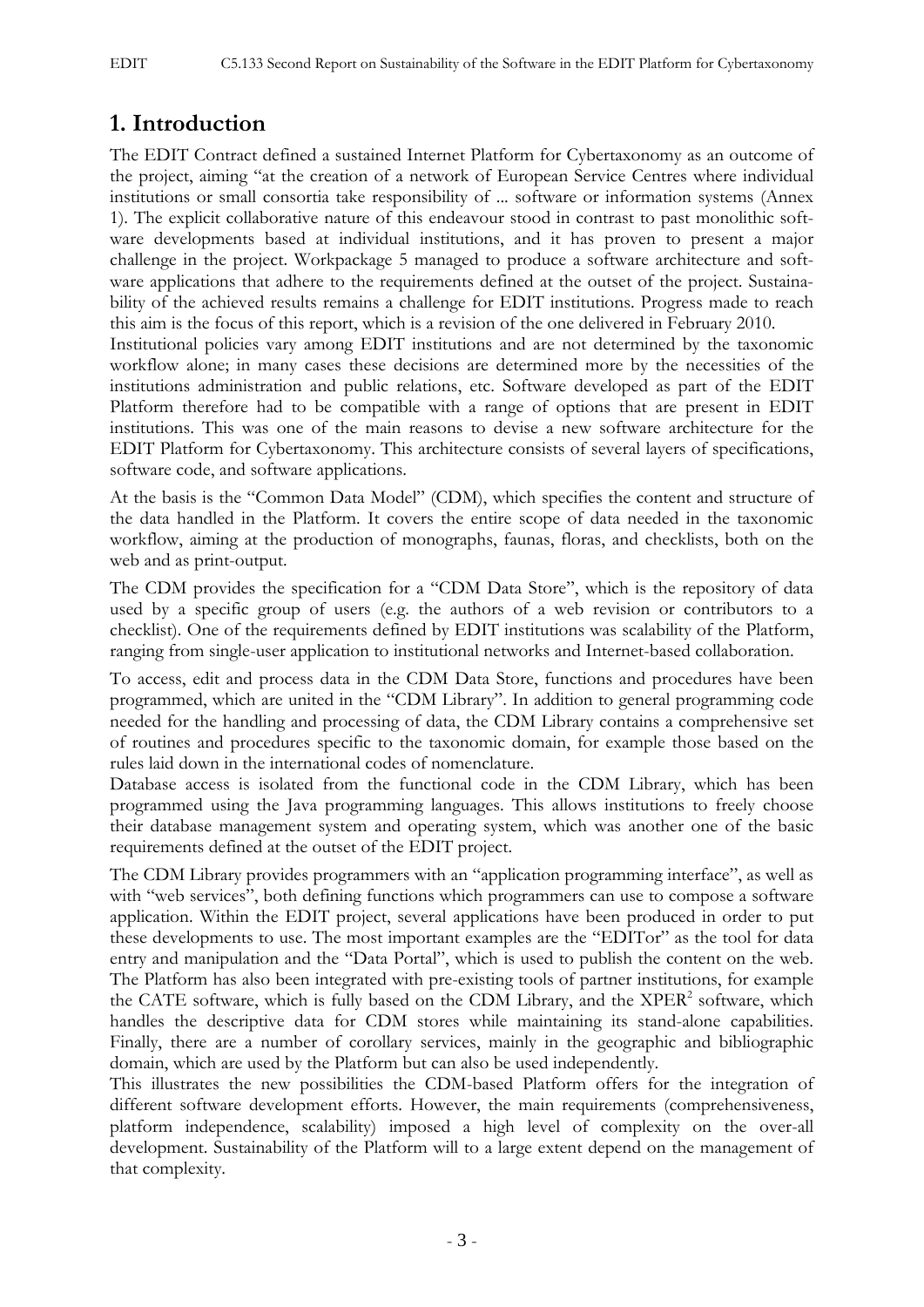# 1. Introduction

The EDIT Contract defined a sustained Internet Platform for Cybertaxonomy as an outcome of the project, aiming "at the creation of a network of European Service Centres where individual institutions or small consortia take responsibility of ... software or information systems (Annex 1). The explicit collaborative nature of this endeavour stood in contrast to past monolithic software developments based at individual institutions, and it has proven to present a major challenge in the project. Workpackage 5 managed to produce a software architecture and software applications that adhere to the requirements defined at the outset of the project. Sustainability of the achieved results remains a challenge for EDIT institutions. Progress made to reach this aim is the focus of this report, which is a revision of the one delivered in February 2010.

Institutional policies vary among EDIT institutions and are not determined by the taxonomic workflow alone; in many cases these decisions are determined more by the necessities of the institutions administration and public relations, etc. Software developed as part of the EDIT Platform therefore had to be compatible with a range of options that are present in EDIT institutions. This was one of the main reasons to devise a new software architecture for the EDIT Platform for Cybertaxonomy. This architecture consists of several layers of specifications, software code, and software applications.

At the basis is the "Common Data Model" (CDM), which specifies the content and structure of the data handled in the Platform. It covers the entire scope of data needed in the taxonomic workflow, aiming at the production of monographs, faunas, floras, and checklists, both on the web and as print-output.

The CDM provides the specification for a "CDM Data Store", which is the repository of data used by a specific group of users (e.g. the authors of a web revision or contributors to a checklist). One of the requirements defined by EDIT institutions was scalability of the Platform, ranging from single-user application to institutional networks and Internet-based collaboration.

To access, edit and process data in the CDM Data Store, functions and procedures have been programmed, which are united in the "CDM Library". In addition to general programming code needed for the handling and processing of data, the CDM Library contains a comprehensive set of routines and procedures specific to the taxonomic domain, for example those based on the rules laid down in the international codes of nomenclature.

Database access is isolated from the functional code in the CDM Library, which has been programmed using the Java programming languages. This allows institutions to freely choose their database management system and operating system, which was another one of the basic requirements defined at the outset of the EDIT project.

The CDM Library provides programmers with an "application programming interface", as well as with "web services", both defining functions which programmers can use to compose a software application. Within the EDIT project, several applications have been produced in order to put these developments to use. The most important examples are the "EDITor" as the tool for data entry and manipulation and the "Data Portal", which is used to publish the content on the web. The Platform has also been integrated with pre-existing tools of partner institutions, for example the CATE software, which is fully based on the CDM Library, and the XPER[2] software, which handles the descriptive data for CDM stores while maintaining its stand-alone capabilities. Finally, there are a number of corollary services, mainly in the geographic and bibliographic domain, which are used by the Platform but can also be used independently.

This illustrates the new possibilities the CDM-based Platform offers for the integration of different software development efforts. However, the main requirements (comprehensiveness, platform independence, scalability) imposed a high level of complexity on the over-all development. Sustainability of the Platform will to a large extent depend on the management of that complexity.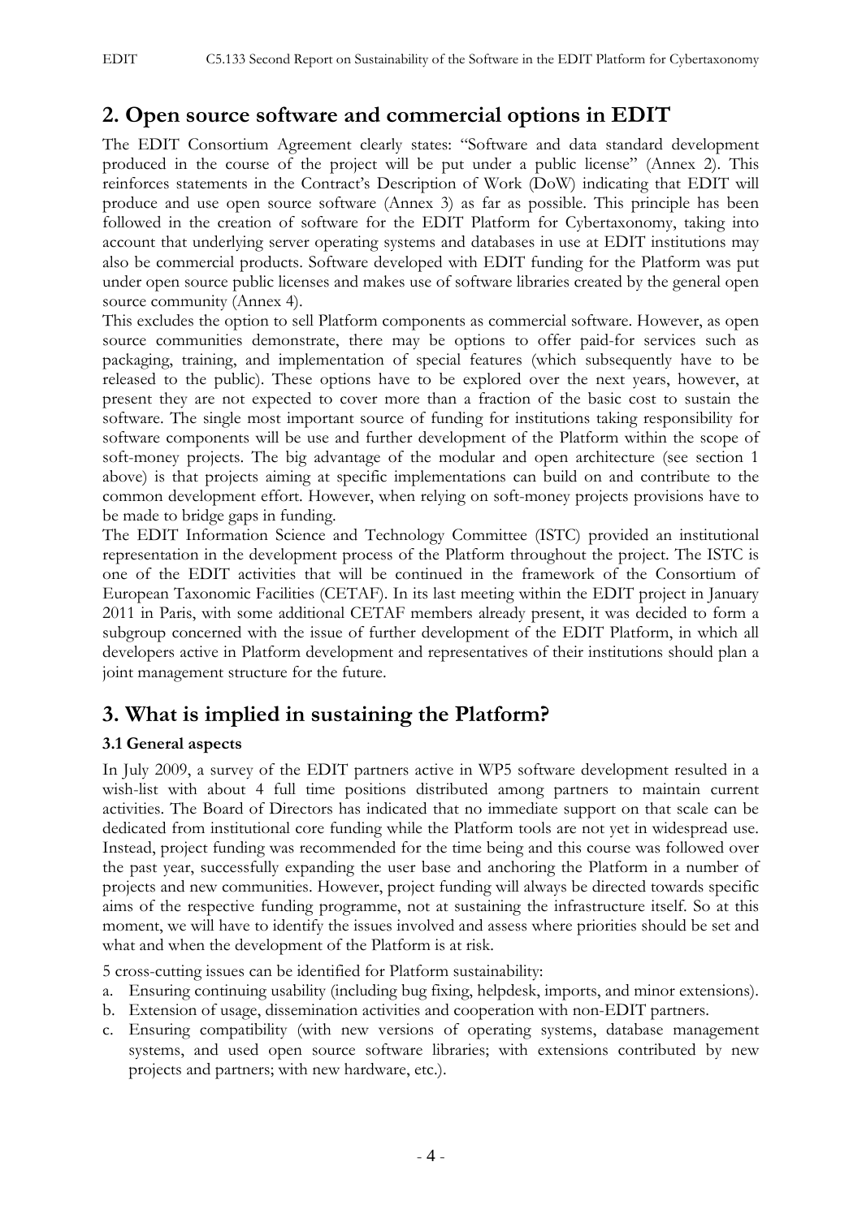## 2. Open source software and commercial options in EDIT

The EDIT Consortium Agreement clearly states: "Software and data standard development produced in the course of the project will be put under a public license" (Annex 2). This reinforces statements in the Contract's Description of Work (DoW) indicating that EDIT will produce and use open source software (Annex 3) as far as possible. This principle has been followed in the creation of software for the EDIT Platform for Cybertaxonomy, taking into account that underlying server operating systems and databases in use at EDIT institutions may also be commercial products. Software developed with EDIT funding for the Platform was put under open source public licenses and makes use of software libraries created by the general open source community (Annex 4).

This excludes the option to sell Platform components as commercial software. However, as open source communities demonstrate, there may be options to offer paid-for services such as packaging, training, and implementation of special features (which subsequently have to be released to the public). These options have to be explored over the next years, however, at present they are not expected to cover more than a fraction of the basic cost to sustain the software. The single most important source of funding for institutions taking responsibility for software components will be use and further development of the Platform within the scope of soft-money projects. The big advantage of the modular and open architecture (see section 1 above) is that projects aiming at specific implementations can build on and contribute to the common development effort. However, when relying on soft-money projects provisions have to be made to bridge gaps in funding.

The EDIT Information Science and Technology Committee (ISTC) provided an institutional representation in the development process of the Platform throughout the project. The ISTC is one of the EDIT activities that will be continued in the framework of the Consortium of European Taxonomic Facilities (CETAF). In its last meeting within the EDIT project in January 2011 in Paris, with some additional CETAF members already present, it was decided to form a subgroup concerned with the issue of further development of the EDIT Platform, in which all developers active in Platform development and representatives of their institutions should plan a joint management structure for the future.

## 3. What is implied in sustaining the Platform?

### 3.1 General aspects

In July 2009, a survey of the EDIT partners active in WP5 software development resulted in a wish-list with about 4 full time positions distributed among partners to maintain current activities. The Board of Directors has indicated that no immediate support on that scale can be dedicated from institutional core funding while the Platform tools are not yet in widespread use. Instead, project funding was recommended for the time being and this course was followed over the past year, successfully expanding the user base and anchoring the Platform in a number of projects and new communities. However, project funding will always be directed towards specific aims of the respective funding programme, not at sustaining the infrastructure itself. So at this moment, we will have to identify the issues involved and assess where priorities should be set and what and when the development of the Platform is at risk.

5 cross-cutting issues can be identified for Platform sustainability:

a. Ensuring continuing usability (including bug fixing, helpdesk, imports, and minor extensions).
b. Extension of usage, dissemination activities and cooperation with non-EDIT partners.
c. Ensuring compatibility (with new versions of operating systems, database management systems, and used open source software libraries; with extensions contributed by new projects and partners; with new hardware, etc.).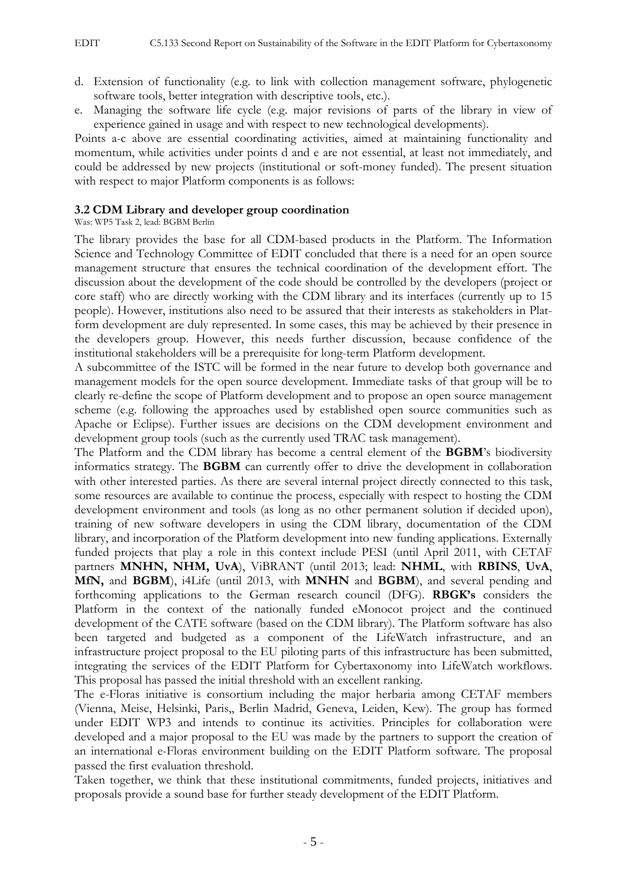d. Extension of functionality (e.g. to link with collection management software, phylogenetic software tools, better integration with descriptive tools, etc.).

e. Managing the software life cycle (e.g. major revisions of parts of the library in view of experience gained in usage and with respect to new technological developments).

Points a-c above are essential coordinating activities, aimed at maintaining functionality and momentum, while activities under points d and e are not essential, at least not immediately, and could be addressed by new projects (institutional or soft-money funded). The present situation with respect to major Platform components is as follows:

### 3.2 CDM Library and developer group coordination

Was: WP5 Task 2, lead: BGBM Berlin

The library provides the base for all CDM-based products in the Platform. The Information Science and Technology Committee of EDIT concluded that there is a need for an open source management structure that ensures the technical coordination of the development effort. The discussion about the development of the code should be controlled by the developers (project or core staff) who are directly working with the CDM library and its interfaces (currently up to 15 people). However, institutions also need to be assured that their interests as stakeholders in Platform development are duly represented. In some cases, this may be achieved by their presence in the developers group. However, this needs further discussion, because confidence of the institutional stakeholders will be a prerequisite for long-term Platform development.

A subcommittee of the ISTC will be formed in the near future to develop both governance and management models for the open source development. Immediate tasks of that group will be to clearly re-define the scope of Platform development and to propose an open source management scheme (e.g. following the approaches used by established open source communities such as Apache or Eclipse). Further issues are decisions on the CDM development environment and development group tools (such as the currently used TRAC task management).

The Platform and the CDM library has become a central element of the **BGBM**'s biodiversity informatics strategy. The **BGBM** can currently offer to drive the development in collaboration with other interested parties. As there are several internal project directly connected to this task, some resources are available to continue the process, especially with respect to hosting the CDM development environment and tools (as long as no other permanent solution if decided upon), training of new software developers in using the CDM library, documentation of the CDM library, and incorporation of the Platform development into new funding applications. Externally funded projects that play a role in this context include PESI (until April 2011, with CETAF partners **MNHN, NHM, UvA**), ViBRANT (until 2013; lead: **NHML**, with **RBINS**, **UvA**, **MfN,** and **BGBM**), i4Life (until 2013, with **MNHN** and **BGBM**), and several pending and forthcoming applications to the German research council (DFG). **RBGK's** considers the Platform in the context of the nationally funded eMonocot project and the continued development of the CATE software (based on the CDM library). The Platform software has also been targeted and budgeted as a component of the LifeWatch infrastructure, and an infrastructure project proposal to the EU piloting parts of this infrastructure has been submitted, integrating the services of the EDIT Platform for Cybertaxonomy into LifeWatch workflows. This proposal has passed the initial threshold with an excellent ranking.

The e-Floras initiative is consortium including the major herbaria among CETAF members (Vienna, Meise, Helsinki, Paris,, Berlin Madrid, Geneva, Leiden, Kew). The group has formed under EDIT WP3 and intends to continue its activities. Principles for collaboration were developed and a major proposal to the EU was made by the partners to support the creation of an international e-Floras environment building on the EDIT Platform software. The proposal passed the first evaluation threshold.

Taken together, we think that these institutional commitments, funded projects, initiatives and proposals provide a sound base for further steady development of the EDIT Platform.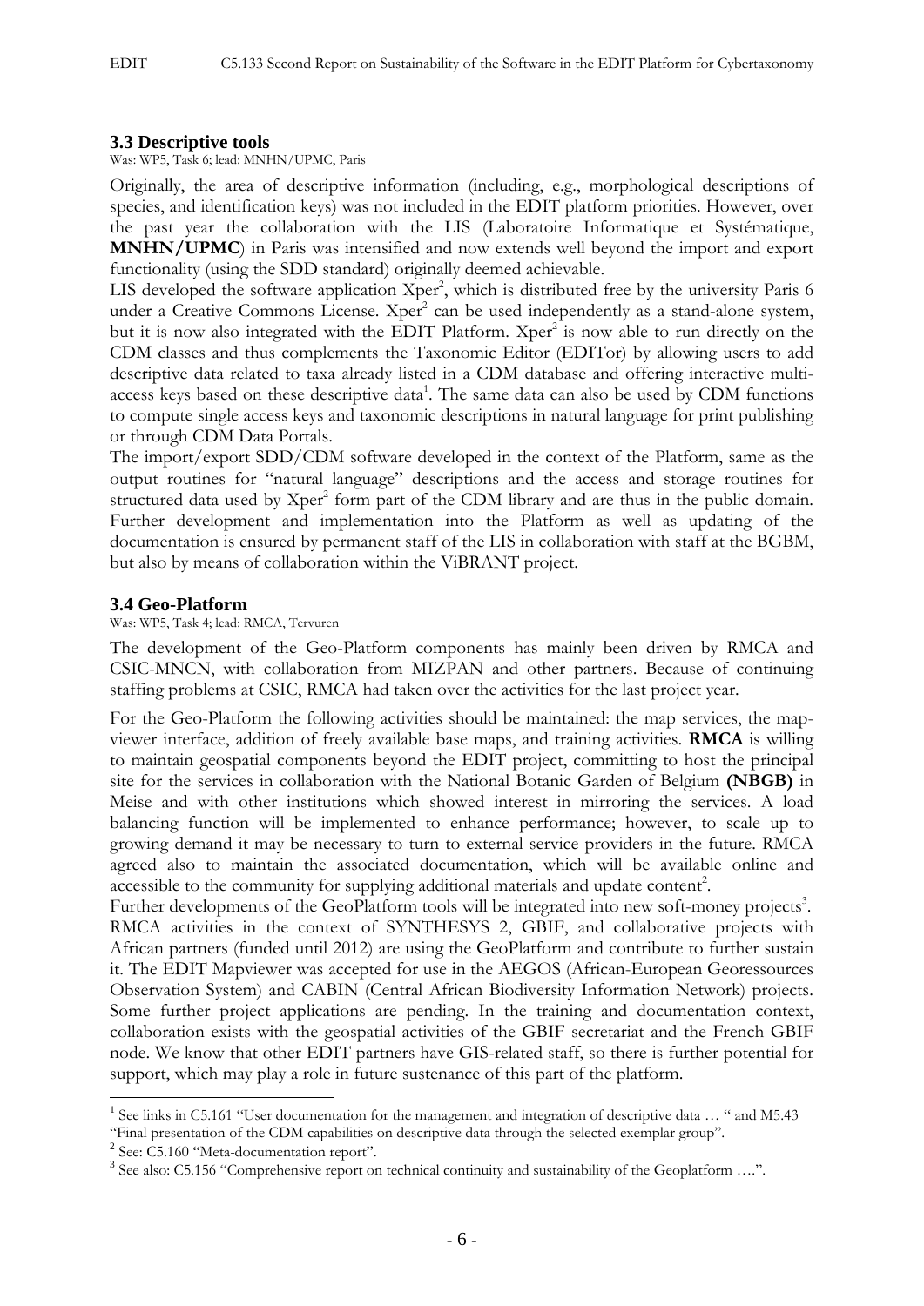### 3.3 Descriptive tools

Was: WP5, Task 6; lead: MNHN/UPMC, Paris

Originally, the area of descriptive information (including, e.g., morphological descriptions of species, and identification keys) was not included in the EDIT platform priorities. However, over the past year the collaboration with the LIS (Laboratoire Informatique et Systématique, **MNHN/UPMC**) in Paris was intensified and now extends well beyond the import and export functionality (using the SDD standard) originally deemed achievable.

LIS developed the software application Xper[2], which is distributed free by the university Paris 6 under a Creative Commons License. Xper[2] can be used independently as a stand-alone system, but it is now also integrated with the EDIT Platform. Xper[2] is now able to run directly on the CDM classes and thus complements the Taxonomic Editor (EDITor) by allowing users to add descriptive data related to taxa already listed in a CDM database and offering interactive multi-access keys based on these descriptive data[1]. The same data can also be used by CDM functions to compute single access keys and taxonomic descriptions in natural language for print publishing or through CDM Data Portals.

The import/export SDD/CDM software developed in the context of the Platform, same as the output routines for "natural language" descriptions and the access and storage routines for structured data used by Xper[2] form part of the CDM library and are thus in the public domain. Further development and implementation into the Platform as well as updating of the documentation is ensured by permanent staff of the LIS in collaboration with staff at the BGBM, but also by means of collaboration within the ViBRANT project.

### 3.4 Geo-Platform

Was: WP5, Task 4; lead: RMCA, Tervuren

The development of the Geo-Platform components has mainly been driven by RMCA and CSIC-MNCN, with collaboration from MIZPAN and other partners. Because of continuing staffing problems at CSIC, RMCA had taken over the activities for the last project year.

For the Geo-Platform the following activities should be maintained: the map services, the map-viewer interface, addition of freely available base maps, and training activities. **RMCA** is willing to maintain geospatial components beyond the EDIT project, committing to host the principal site for the services in collaboration with the National Botanic Garden of Belgium **(NBGB)** in Meise and with other institutions which showed interest in mirroring the services. A load balancing function will be implemented to enhance performance; however, to scale up to growing demand it may be necessary to turn to external service providers in the future. RMCA agreed also to maintain the associated documentation, which will be available online and accessible to the community for supplying additional materials and update content[2].

Further developments of the GeoPlatform tools will be integrated into new soft-money projects[3]. RMCA activities in the context of SYNTHESYS 2, GBIF, and collaborative projects with African partners (funded until 2012) are using the GeoPlatform and contribute to further sustain it. The EDIT Mapviewer was accepted for use in the AEGOS (African-European Georessources Observation System) and CABIN (Central African Biodiversity Information Network) projects. Some further project applications are pending. In the training and documentation context, collaboration exists with the geospatial activities of the GBIF secretariat and the French GBIF node. We know that other EDIT partners have GIS-related staff, so there is further potential for support, which may play a role in future sustenance of this part of the platform.

---

[1] See links in C5.161 "User documentation for the management and integration of descriptive data … " and M5.43 "Final presentation of the CDM capabilities on descriptive data through the selected exemplar group".

[2] See: C5.160 "Meta-documentation report".

[3] See also: C5.156 "Comprehensive report on technical continuity and sustainability of the Geoplatform ….".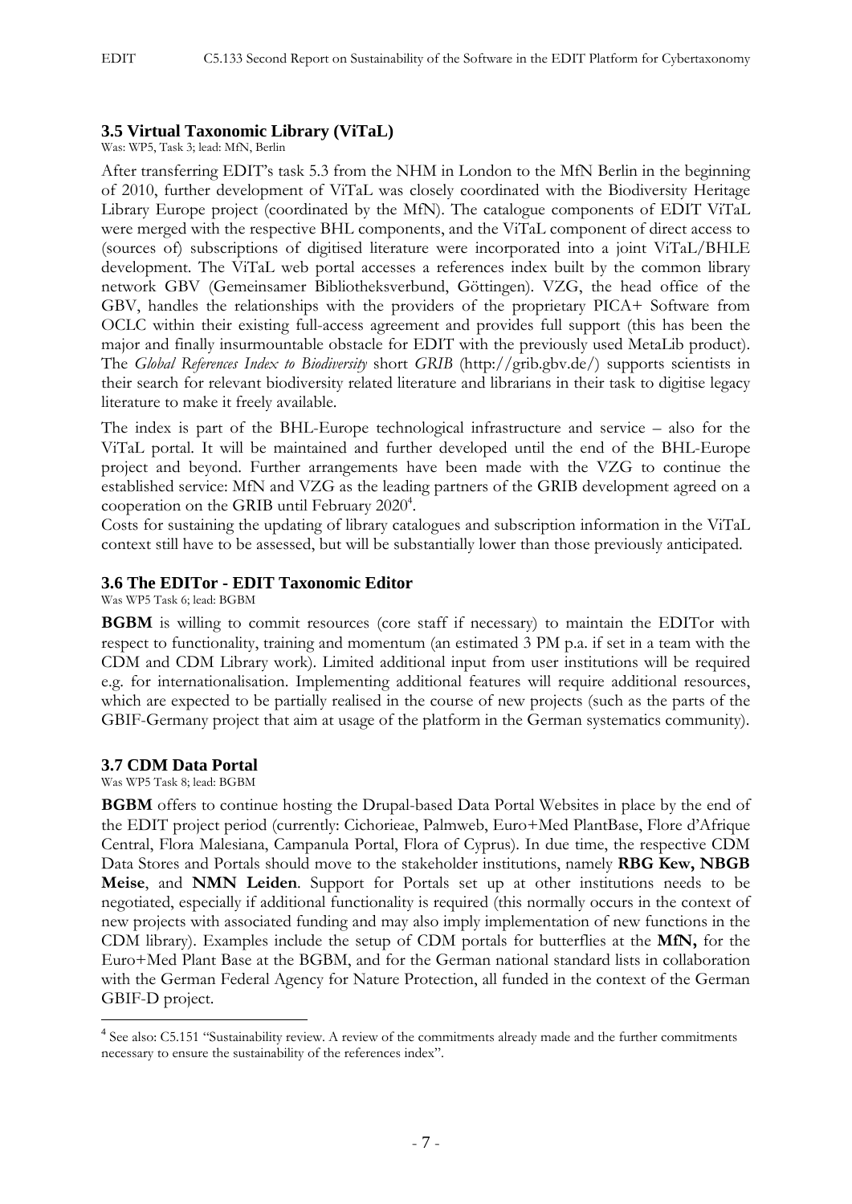### 3.5 Virtual Taxonomic Library (ViTaL)

Was: WP5, Task 3; lead: MfN, Berlin

After transferring EDIT's task 5.3 from the NHM in London to the MfN Berlin in the beginning of 2010, further development of ViTaL was closely coordinated with the Biodiversity Heritage Library Europe project (coordinated by the MfN). The catalogue components of EDIT ViTaL were merged with the respective BHL components, and the ViTaL component of direct access to (sources of) subscriptions of digitised literature were incorporated into a joint ViTaL/BHLE development. The ViTaL web portal accesses a references index built by the common library network GBV (Gemeinsamer Bibliotheksverbund, Göttingen). VZG, the head office of the GBV, handles the relationships with the providers of the proprietary PICA+ Software from OCLC within their existing full-access agreement and provides full support (this has been the major and finally insurmountable obstacle for EDIT with the previously used MetaLib product). The *Global References Index to Biodiversity* short *GRIB* (http://grib.gbv.de/) supports scientists in their search for relevant biodiversity related literature and librarians in their task to digitise legacy literature to make it freely available.

The index is part of the BHL-Europe technological infrastructure and service – also for the ViTaL portal. It will be maintained and further developed until the end of the BHL-Europe project and beyond. Further arrangements have been made with the VZG to continue the established service: MfN and VZG as the leading partners of the GRIB development agreed on a cooperation on the GRIB until February 2020[4].

Costs for sustaining the updating of library catalogues and subscription information in the ViTaL context still have to be assessed, but will be substantially lower than those previously anticipated.

### 3.6 The EDITor - EDIT Taxonomic Editor

Was WP5 Task 6; lead: BGBM

**BGBM** is willing to commit resources (core staff if necessary) to maintain the EDITor with respect to functionality, training and momentum (an estimated 3 PM p.a. if set in a team with the CDM and CDM Library work). Limited additional input from user institutions will be required e.g. for internationalisation. Implementing additional features will require additional resources, which are expected to be partially realised in the course of new projects (such as the parts of the GBIF-Germany project that aim at usage of the platform in the German systematics community).

### 3.7 CDM Data Portal

Was WP5 Task 8; lead: BGBM

**BGBM** offers to continue hosting the Drupal-based Data Portal Websites in place by the end of the EDIT project period (currently: Cichorieae, Palmweb, Euro+Med PlantBase, Flore d'Afrique Central, Flora Malesiana, Campanula Portal, Flora of Cyprus). In due time, the respective CDM Data Stores and Portals should move to the stakeholder institutions, namely **RBG Kew, NBGB Meise**, and **NMN Leiden**. Support for Portals set up at other institutions needs to be negotiated, especially if additional functionality is required (this normally occurs in the context of new projects with associated funding and may also imply implementation of new functions in the CDM library). Examples include the setup of CDM portals for butterflies at the **MfN,** for the Euro+Med Plant Base at the BGBM, and for the German national standard lists in collaboration with the German Federal Agency for Nature Protection, all funded in the context of the German GBIF-D project.

---

[4] See also: C5.151 "Sustainability review. A review of the commitments already made and the further commitments necessary to ensure the sustainability of the references index".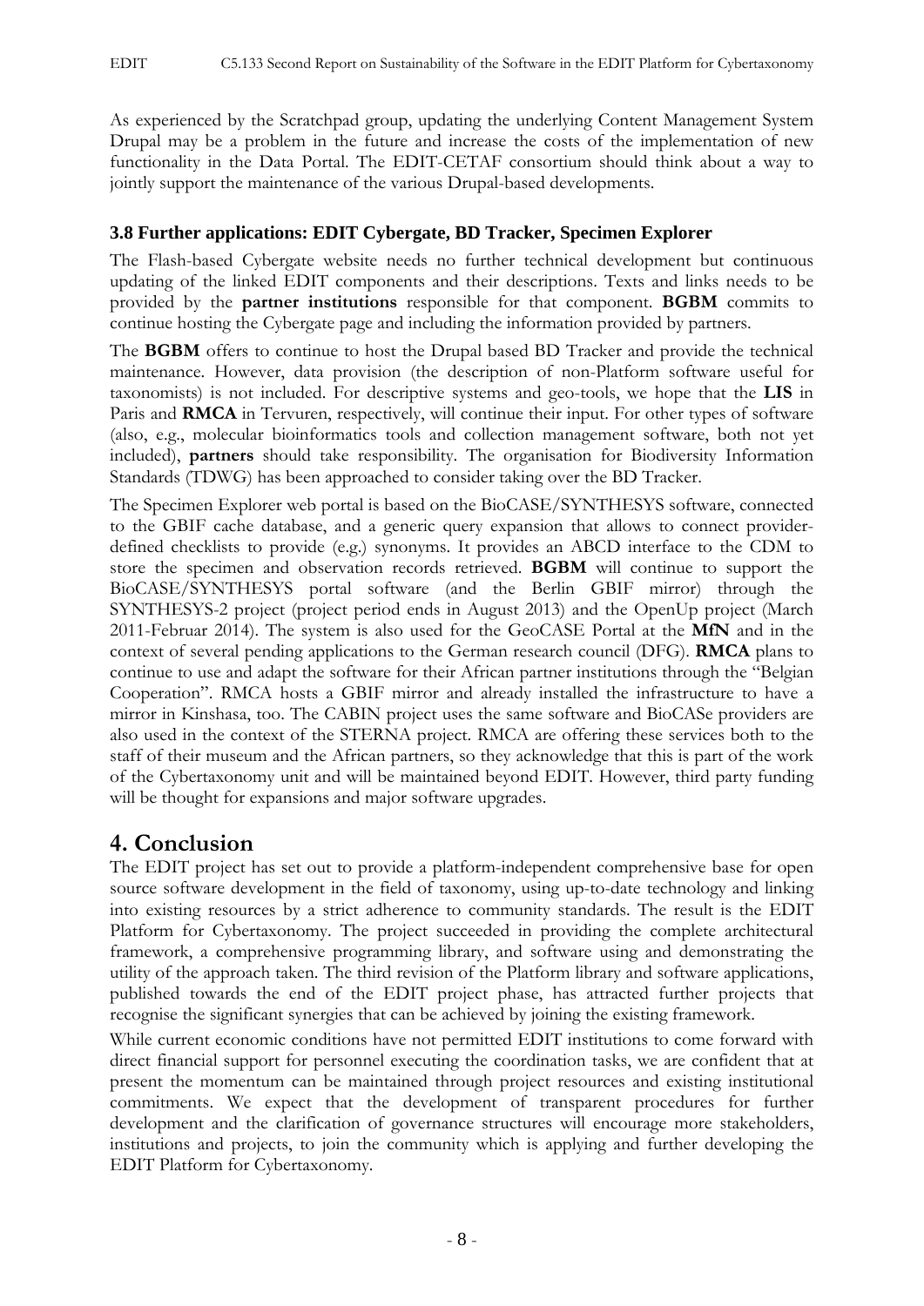As experienced by the Scratchpad group, updating the underlying Content Management System Drupal may be a problem in the future and increase the costs of the implementation of new functionality in the Data Portal. The EDIT-CETAF consortium should think about a way to jointly support the maintenance of the various Drupal-based developments.

### 3.8 Further applications: EDIT Cybergate, BD Tracker, Specimen Explorer

The Flash-based Cybergate website needs no further technical development but continuous updating of the linked EDIT components and their descriptions. Texts and links needs to be provided by the **partner institutions** responsible for that component. **BGBM** commits to continue hosting the Cybergate page and including the information provided by partners.

The **BGBM** offers to continue to host the Drupal based BD Tracker and provide the technical maintenance. However, data provision (the description of non-Platform software useful for taxonomists) is not included. For descriptive systems and geo-tools, we hope that the **LIS** in Paris and **RMCA** in Tervuren, respectively, will continue their input. For other types of software (also, e.g., molecular bioinformatics tools and collection management software, both not yet included), **partners** should take responsibility. The organisation for Biodiversity Information Standards (TDWG) has been approached to consider taking over the BD Tracker.

The Specimen Explorer web portal is based on the BioCASE/SYNTHESYS software, connected to the GBIF cache database, and a generic query expansion that allows to connect provider-defined checklists to provide (e.g.) synonyms. It provides an ABCD interface to the CDM to store the specimen and observation records retrieved. **BGBM** will continue to support the BioCASE/SYNTHESYS portal software (and the Berlin GBIF mirror) through the SYNTHESYS-2 project (project period ends in August 2013) and the OpenUp project (March 2011-Februar 2014). The system is also used for the GeoCASE Portal at the **MfN** and in the context of several pending applications to the German research council (DFG). **RMCA** plans to continue to use and adapt the software for their African partner institutions through the "Belgian Cooperation". RMCA hosts a GBIF mirror and already installed the infrastructure to have a mirror in Kinshasa, too. The CABIN project uses the same software and BioCASe providers are also used in the context of the STERNA project. RMCA are offering these services both to the staff of their museum and the African partners, so they acknowledge that this is part of the work of the Cybertaxonomy unit and will be maintained beyond EDIT. However, third party funding will be thought for expansions and major software upgrades.

## 4. Conclusion

The EDIT project has set out to provide a platform-independent comprehensive base for open source software development in the field of taxonomy, using up-to-date technology and linking into existing resources by a strict adherence to community standards. The result is the EDIT Platform for Cybertaxonomy. The project succeeded in providing the complete architectural framework, a comprehensive programming library, and software using and demonstrating the utility of the approach taken. The third revision of the Platform library and software applications, published towards the end of the EDIT project phase, has attracted further projects that recognise the significant synergies that can be achieved by joining the existing framework.

While current economic conditions have not permitted EDIT institutions to come forward with direct financial support for personnel executing the coordination tasks, we are confident that at present the momentum can be maintained through project resources and existing institutional commitments. We expect that the development of transparent procedures for further development and the clarification of governance structures will encourage more stakeholders, institutions and projects, to join the community which is applying and further developing the EDIT Platform for Cybertaxonomy.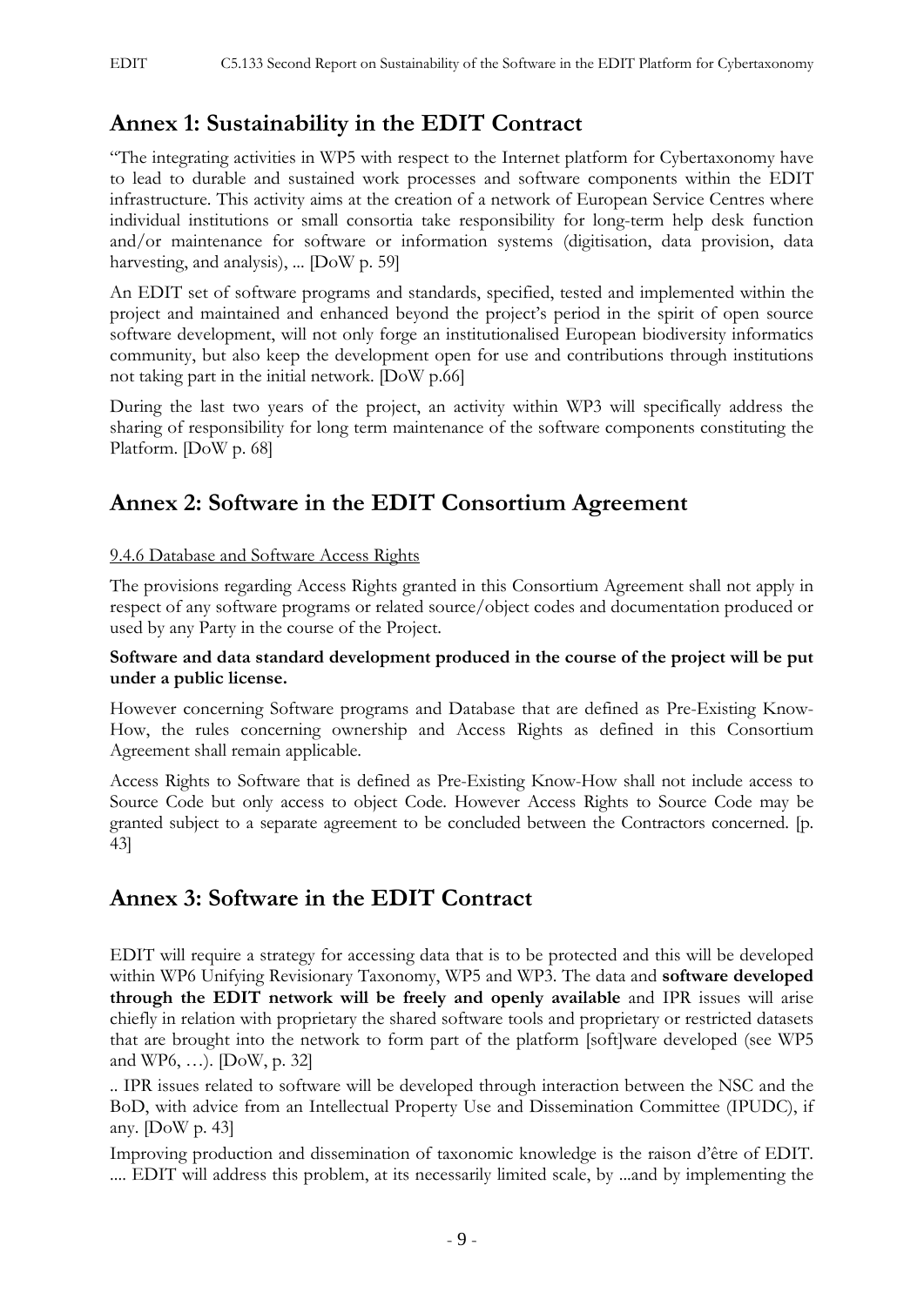## Annex 1: Sustainability in the EDIT Contract

"The integrating activities in WP5 with respect to the Internet platform for Cybertaxonomy have to lead to durable and sustained work processes and software components within the EDIT infrastructure. This activity aims at the creation of a network of European Service Centres where individual institutions or small consortia take responsibility for long-term help desk function and/or maintenance for software or information systems (digitisation, data provision, data harvesting, and analysis), ... [DoW p. 59]

An EDIT set of software programs and standards, specified, tested and implemented within the project and maintained and enhanced beyond the project's period in the spirit of open source software development, will not only forge an institutionalised European biodiversity informatics community, but also keep the development open for use and contributions through institutions not taking part in the initial network. [DoW p.66]

During the last two years of the project, an activity within WP3 will specifically address the sharing of responsibility for long term maintenance of the software components constituting the Platform. [DoW p. 68]

## Annex 2: Software in the EDIT Consortium Agreement

9.4.6 Database and Software Access Rights

The provisions regarding Access Rights granted in this Consortium Agreement shall not apply in respect of any software programs or related source/object codes and documentation produced or used by any Party in the course of the Project.

**Software and data standard development produced in the course of the project will be put under a public license.**

However concerning Software programs and Database that are defined as Pre-Existing Know-How, the rules concerning ownership and Access Rights as defined in this Consortium Agreement shall remain applicable.

Access Rights to Software that is defined as Pre-Existing Know-How shall not include access to Source Code but only access to object Code. However Access Rights to Source Code may be granted subject to a separate agreement to be concluded between the Contractors concerned. [p. 43]

## Annex 3: Software in the EDIT Contract

EDIT will require a strategy for accessing data that is to be protected and this will be developed within WP6 Unifying Revisionary Taxonomy, WP5 and WP3. The data and **software developed through the EDIT network will be freely and openly available** and IPR issues will arise chiefly in relation with proprietary the shared software tools and proprietary or restricted datasets that are brought into the network to form part of the platform [soft]ware developed (see WP5 and WP6, …). [DoW, p. 32]

.. IPR issues related to software will be developed through interaction between the NSC and the BoD, with advice from an Intellectual Property Use and Dissemination Committee (IPUDC), if any. [DoW p. 43]

Improving production and dissemination of taxonomic knowledge is the raison d'être of EDIT. .... EDIT will address this problem, at its necessarily limited scale, by ...and by implementing the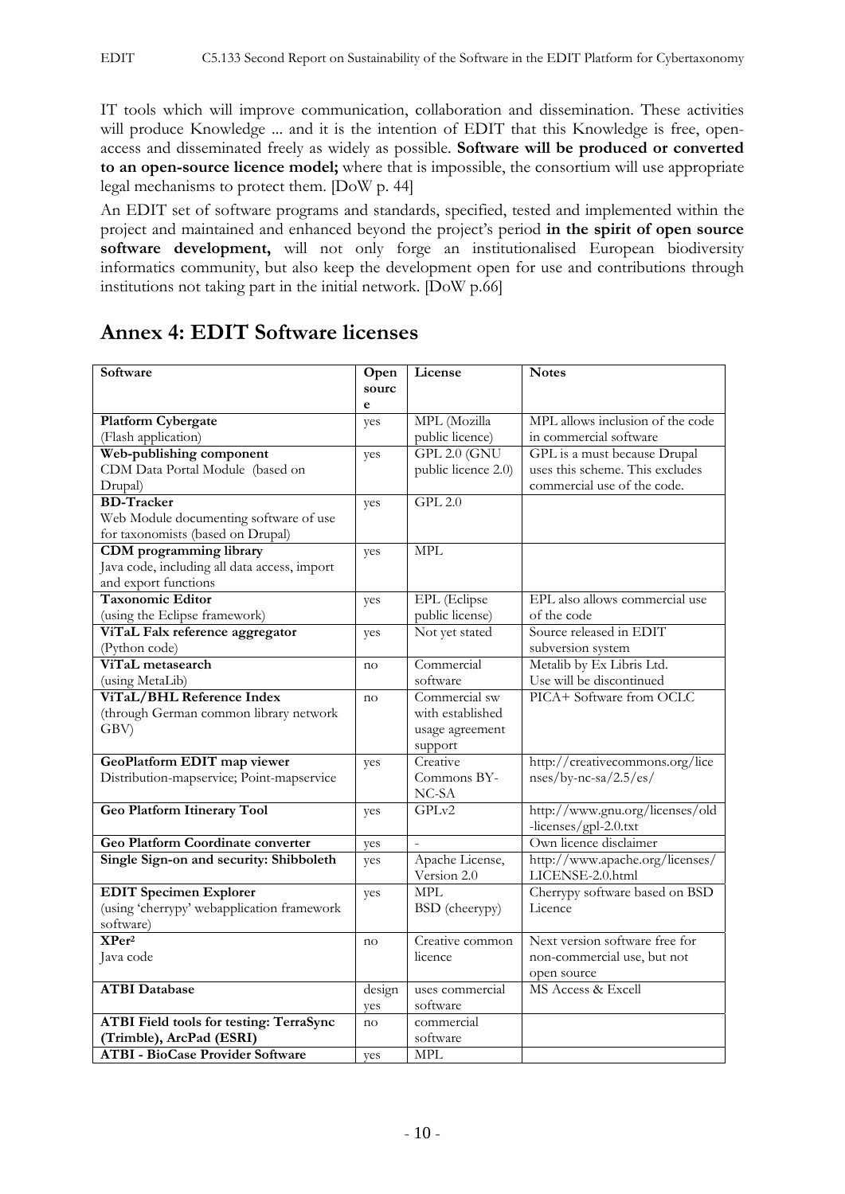IT tools which will improve communication, collaboration and dissemination. These activities will produce Knowledge ... and it is the intention of EDIT that this Knowledge is free, open-access and disseminated freely as widely as possible. **Software will be produced or converted to an open-source licence model;** where that is impossible, the consortium will use appropriate legal mechanisms to protect them. [DoW p. 44]

An EDIT set of software programs and standards, specified, tested and implemented within the project and maintained and enhanced beyond the project's period **in the spirit of open source software development,** will not only forge an institutionalised European biodiversity informatics community, but also keep the development open for use and contributions through institutions not taking part in the initial network. [DoW p.66]

## Annex 4: EDIT Software licenses

| Software | Open source | License | Notes |
|---|---|---|---|
| **Platform Cybergate**<br>(Flash application) | yes | MPL (Mozilla public licence) | MPL allows inclusion of the code in commercial software |
| **Web-publishing component**<br>CDM Data Portal Module (based on Drupal) | yes | GPL 2.0 (GNU public licence 2.0) | GPL is a must because Drupal uses this scheme. This excludes commercial use of the code. |
| **BD-Tracker**<br>Web Module documenting software of use for taxonomists (based on Drupal) | yes | GPL 2.0 | |
| **CDM programming library**<br>Java code, including all data access, import and export functions | yes | MPL | |
| **Taxonomic Editor**<br>(using the Eclipse framework) | yes | EPL (Eclipse public license) | EPL also allows commercial use of the code |
| **ViTaL Falx reference aggregator**<br>(Python code) | yes | Not yet stated | Source released in EDIT subversion system |
| **ViTaL metasearch**<br>(using MetaLib) | no | Commercial software | Metalib by Ex Libris Ltd.<br>Use will be discontinued |
| **ViTaL/BHL Reference Index**<br>(through German common library network GBV) | no | Commercial sw with established usage agreement support | PICA+ Software from OCLC |
| **GeoPlatform EDIT map viewer**<br>Distribution-mapservice; Point-mapservice | yes | Creative Commons BY-NC-SA | http://creativecommons.org/licenses/by-nc-sa/2.5/es/ |
| **Geo Platform Itinerary Tool** | yes | GPLv2 | http://www.gnu.org/licenses/old-licenses/gpl-2.0.txt |
| **Geo Platform Coordinate converter** | yes | - | Own licence disclaimer |
| **Single Sign-on and security: Shibboleth** | yes | Apache License, Version 2.0 | http://www.apache.org/licenses/LICENSE-2.0.html |
| **EDIT Specimen Explorer**<br>(using 'cherrypy' webapplication framework software) | yes | MPL<br>BSD (cheerypy) | Cherrypy software based on BSD Licence |
| **XPer²**<br>Java code | no | Creative common licence | Next version software free for non-commercial use, but not open source |
| **ATBI Database** | design yes | uses commercial software | MS Access & Excell |
| **ATBI Field tools for testing: TerraSync (Trimble), ArcPad (ESRI)** | no | commercial software | |
| **ATBI - BioCase Provider Software** | yes | MPL | |